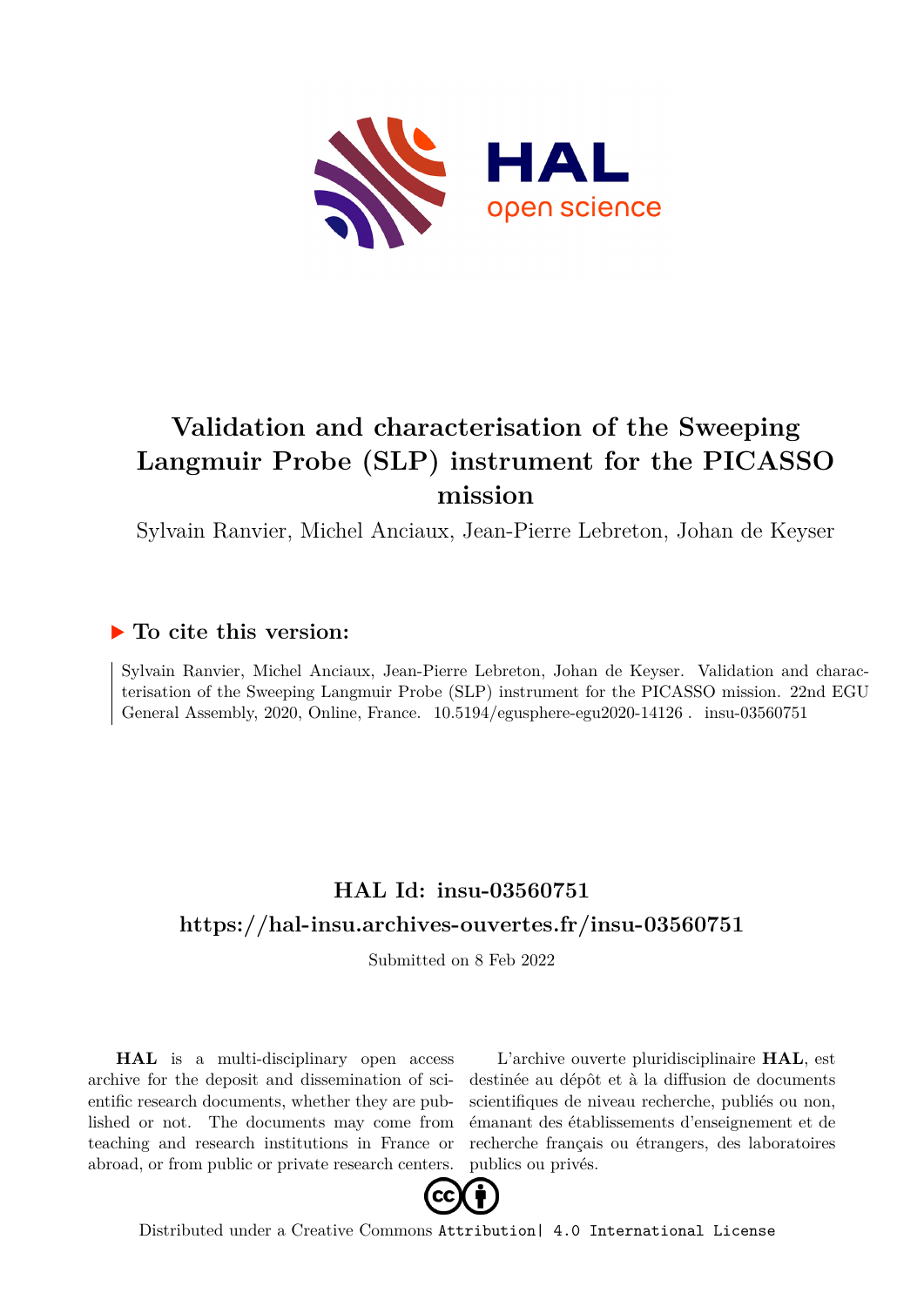# Validation and characterisation of the Sweeping Langmuir Probe (SLP) instrument for the PICASSO mission

Sylvain Ranvier, Michel Anciaux, Jean-Pierre Lebreton, Johan de Keyser

## ▶ To cite this version:

Sylvain Ranvier, Michel Anciaux, Jean-Pierre Lebreton, Johan de Keyser. Validation and characterisation of the Sweeping Langmuir Probe (SLP) instrument for the PICASSO mission. 22nd EGU General Assembly, 2020, Online, France. 10.5194/egusphere-egu2020-14126 . insu-03560751

## HAL Id: insu-03560751

## https://hal-insu.archives-ouvertes.fr/insu-03560751

Submitted on 8 Feb 2022

**HAL** is a multi-disciplinary open access archive for the deposit and dissemination of scientific research documents, whether they are published or not. The documents may come from teaching and research institutions in France or abroad, or from public or private research centers.

L'archive ouverte pluridisciplinaire **HAL**, est destinée au dépôt et à la diffusion de documents scientifiques de niveau recherche, publiés ou non, émanant des établissements d'enseignement et de recherche français ou étrangers, des laboratoires publics ou privés.

Distributed under a Creative Commons Attribution| 4.0 International License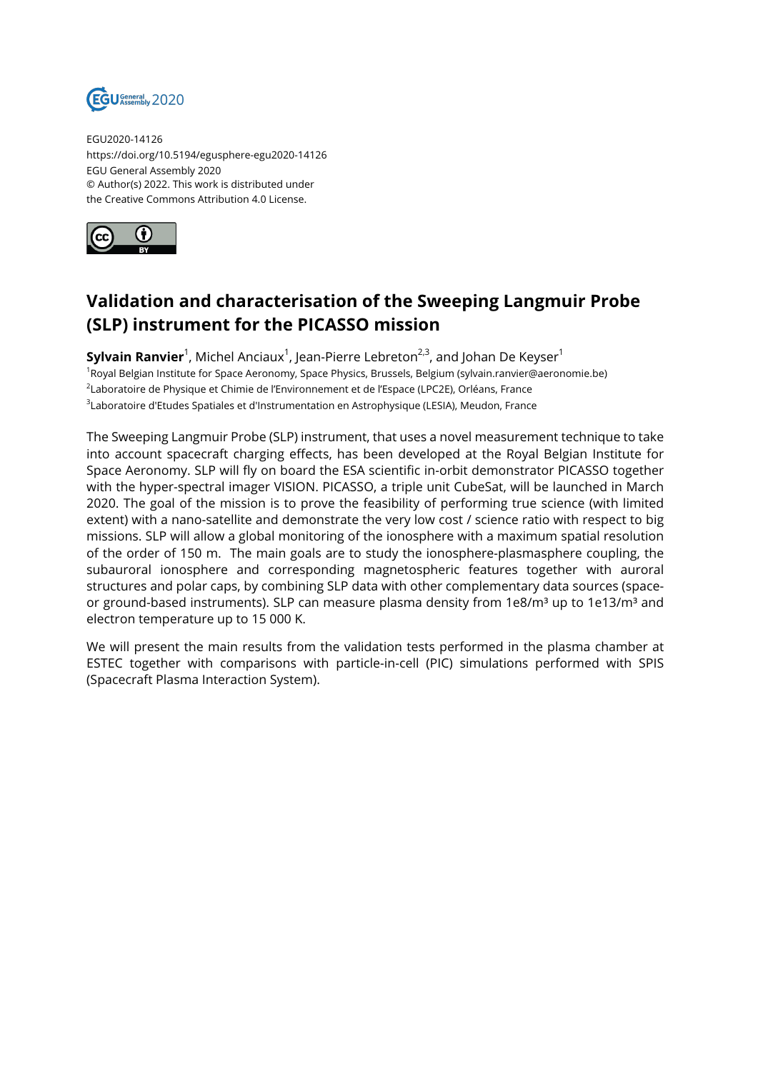EGU2020-14126
https://doi.org/10.5194/egusphere-egu2020-14126
EGU General Assembly 2020
© Author(s) 2022. This work is distributed under
the Creative Commons Attribution 4.0 License.

# Validation and characterisation of the Sweeping Langmuir Probe (SLP) instrument for the PICASSO mission

**Sylvain Ranvier**[1], Michel Anciaux[1], Jean-Pierre Lebreton[2,3], and Johan De Keyser[1]

[1]Royal Belgian Institute for Space Aeronomy, Space Physics, Brussels, Belgium (sylvain.ranvier@aeronomie.be)
[2]Laboratoire de Physique et Chimie de l'Environnement et de l'Espace (LPC2E), Orléans, France
[3]Laboratoire d'Etudes Spatiales et d'Instrumentation en Astrophysique (LESIA), Meudon, France

The Sweeping Langmuir Probe (SLP) instrument, that uses a novel measurement technique to take into account spacecraft charging effects, has been developed at the Royal Belgian Institute for Space Aeronomy. SLP will fly on board the ESA scientific in-orbit demonstrator PICASSO together with the hyper-spectral imager VISION. PICASSO, a triple unit CubeSat, will be launched in March 2020. The goal of the mission is to prove the feasibility of performing true science (with limited extent) with a nano-satellite and demonstrate the very low cost / science ratio with respect to big missions. SLP will allow a global monitoring of the ionosphere with a maximum spatial resolution of the order of 150 m. The main goals are to study the ionosphere-plasmasphere coupling, the subauroral ionosphere and corresponding magnetospheric features together with auroral structures and polar caps, by combining SLP data with other complementary data sources (space- or ground-based instruments). SLP can measure plasma density from 1e8/m³ up to 1e13/m³ and electron temperature up to 15 000 K.

We will present the main results from the validation tests performed in the plasma chamber at ESTEC together with comparisons with particle-in-cell (PIC) simulations performed with SPIS (Spacecraft Plasma Interaction System).